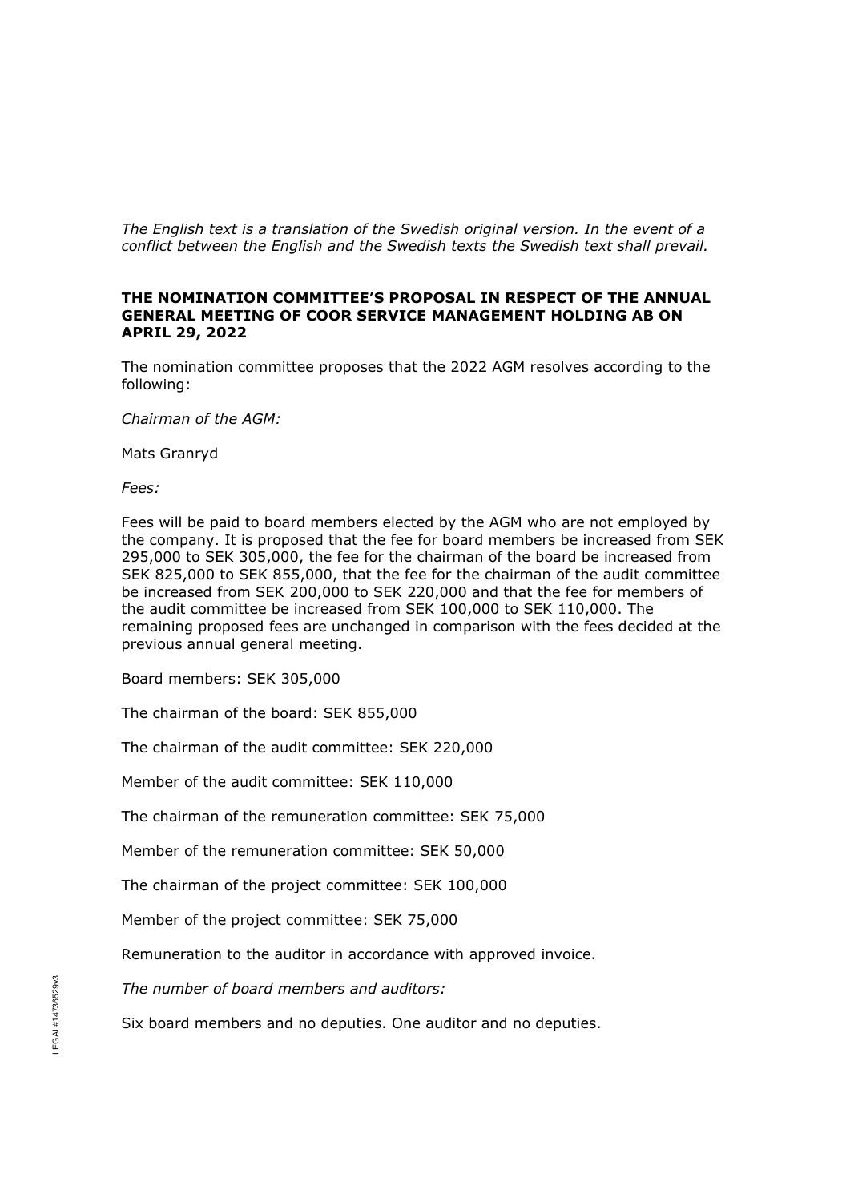*The English text is a translation of the Swedish original version. In the event of a conflict between the English and the Swedish texts the Swedish text shall prevail.*

**THE NOMINATION COMMITTEE'S PROPOSAL IN RESPECT OF THE ANNUAL GENERAL MEETING OF COOR SERVICE MANAGEMENT HOLDING AB ON APRIL 29, 2022**

The nomination committee proposes that the 2022 AGM resolves according to the following:

*Chairman of the AGM:*

Mats Granryd

*Fees:*

Fees will be paid to board members elected by the AGM who are not employed by the company. It is proposed that the fee for board members be increased from SEK 295,000 to SEK 305,000, the fee for the chairman of the board be increased from SEK 825,000 to SEK 855,000, that the fee for the chairman of the audit committee be increased from SEK 200,000 to SEK 220,000 and that the fee for members of the audit committee be increased from SEK 100,000 to SEK 110,000. The remaining proposed fees are unchanged in comparison with the fees decided at the previous annual general meeting.

Board members: SEK 305,000

The chairman of the board: SEK 855,000

The chairman of the audit committee: SEK 220,000

Member of the audit committee: SEK 110,000

The chairman of the remuneration committee: SEK 75,000

Member of the remuneration committee: SEK 50,000

The chairman of the project committee: SEK 100,000

Member of the project committee: SEK 75,000

Remuneration to the auditor in accordance with approved invoice.

*The number of board members and auditors:*

Six board members and no deputies. One auditor and no deputies.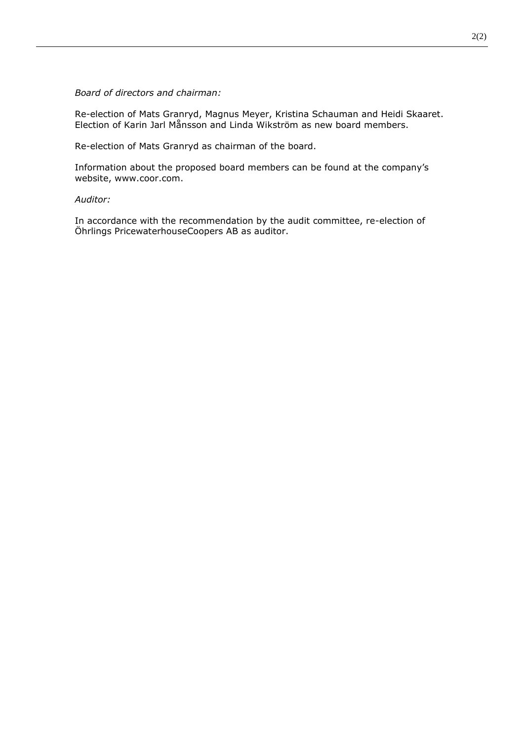*Board of directors and chairman:*

Re-election of Mats Granryd, Magnus Meyer, Kristina Schauman and Heidi Skaaret. Election of Karin Jarl Månsson and Linda Wikström as new board members.

Re-election of Mats Granryd as chairman of the board.

Information about the proposed board members can be found at the company's website, www.coor.com.

*Auditor:*

In accordance with the recommendation by the audit committee, re-election of Öhrlings PricewaterhouseCoopers AB as auditor.